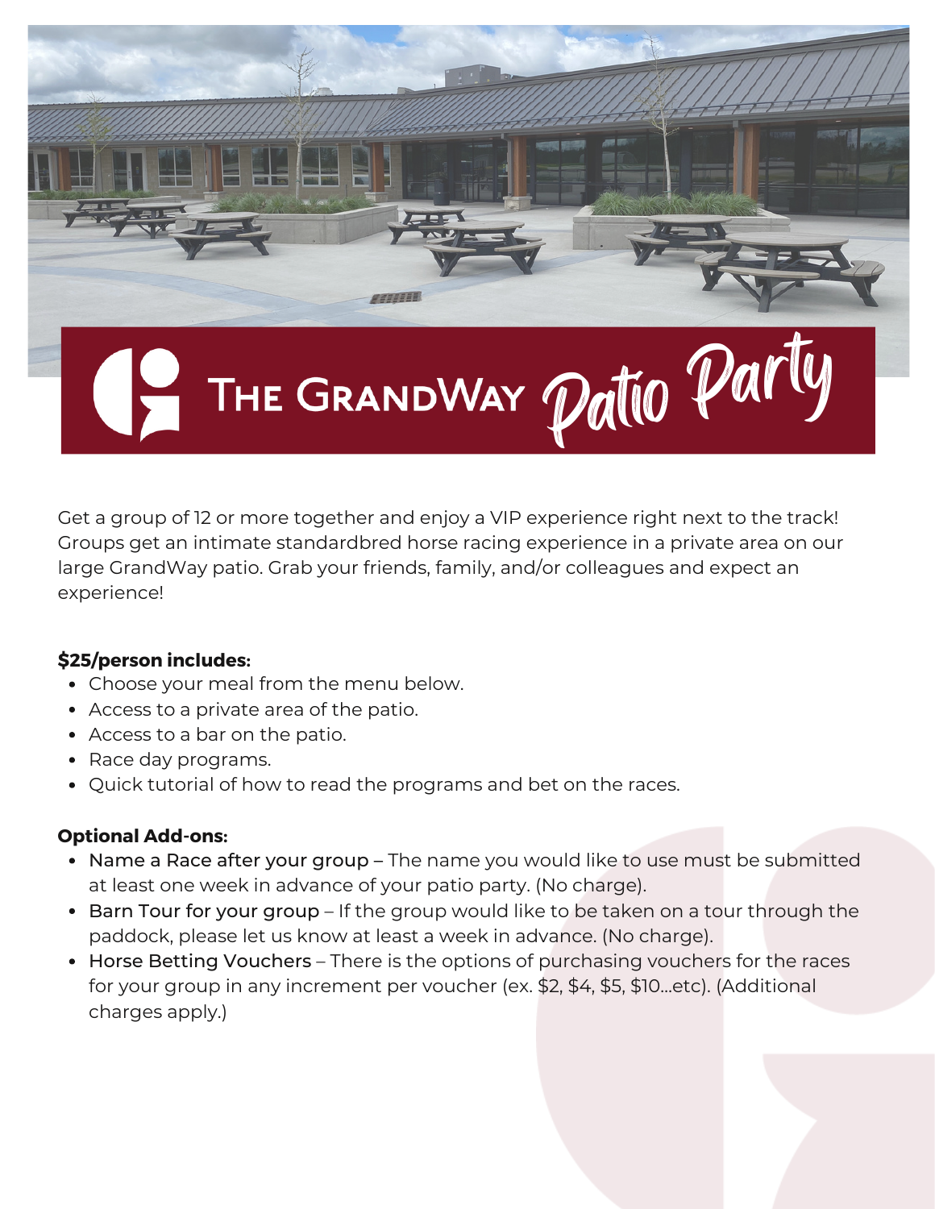# The GrandWay *Patio Party*

Get a group of 12 or more together and enjoy a VIP experience right next to the track! Groups get an intimate standardbred horse racing experience in a private area on our large GrandWay patio. Grab your friends, family, and/or colleagues and expect an experience!

**$25/person includes:**

- Choose your meal from the menu below.
- Access to a private area of the patio.
- Access to a bar on the patio.
- Race day programs.
- Quick tutorial of how to read the programs and bet on the races.

**Optional Add-ons:**

- Name a Race after your group – The name you would like to use must be submitted at least one week in advance of your patio party. (No charge).
- Barn Tour for your group – If the group would like to be taken on a tour through the paddock, please let us know at least a week in advance. (No charge).
- Horse Betting Vouchers – There is the options of purchasing vouchers for the races for your group in any increment per voucher (ex. $2, $4, $5, $10...etc). (Additional charges apply.)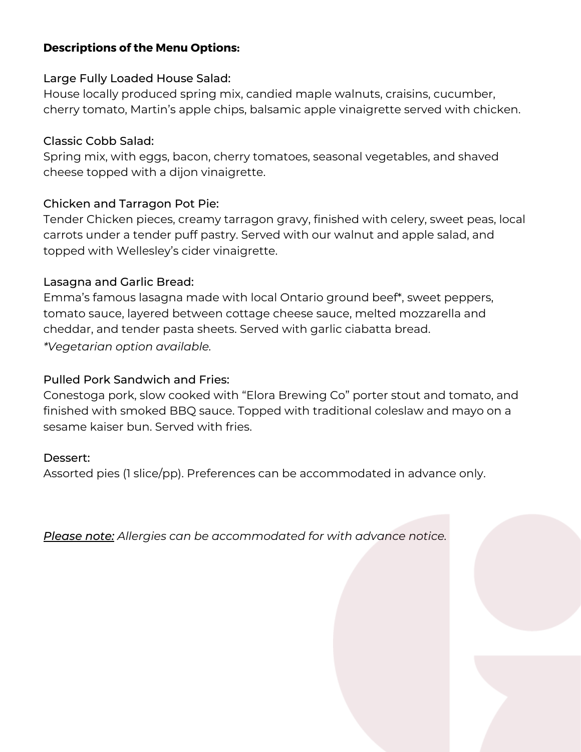**Descriptions of the Menu Options:**

Large Fully Loaded House Salad:
House locally produced spring mix, candied maple walnuts, craisins, cucumber, cherry tomato, Martin's apple chips, balsamic apple vinaigrette served with chicken.

Classic Cobb Salad:
Spring mix, with eggs, bacon, cherry tomatoes, seasonal vegetables, and shaved cheese topped with a dijon vinaigrette.

Chicken and Tarragon Pot Pie:
Tender Chicken pieces, creamy tarragon gravy, finished with celery, sweet peas, local carrots under a tender puff pastry. Served with our walnut and apple salad, and topped with Wellesley's cider vinaigrette.

Lasagna and Garlic Bread:
Emma's famous lasagna made with local Ontario ground beef*, sweet peppers, tomato sauce, layered between cottage cheese sauce, melted mozzarella and cheddar, and tender pasta sheets. Served with garlic ciabatta bread.
*\*Vegetarian option available.*

Pulled Pork Sandwich and Fries:
Conestoga pork, slow cooked with "Elora Brewing Co" porter stout and tomato, and finished with smoked BBQ sauce. Topped with traditional coleslaw and mayo on a sesame kaiser bun. Served with fries.

Dessert:
Assorted pies (1 slice/pp). Preferences can be accommodated in advance only.

***Please note:*** *Allergies can be accommodated for with advance notice.*